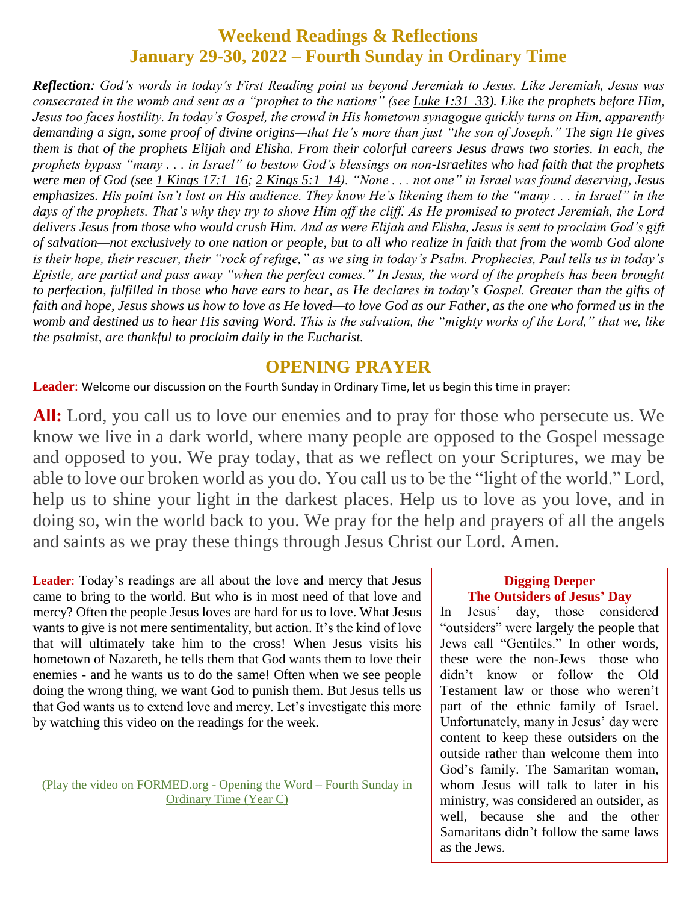# Weekend Readings & Reflections
## January 29-30, 2022 – Fourth Sunday in Ordinary Time

***Reflection**: God's words in today's First Reading point us beyond Jeremiah to Jesus. Like Jeremiah, Jesus was consecrated in the womb and sent as a "prophet to the nations" (see Luke 1:31–33). Like the prophets before Him, Jesus too faces hostility. In today's Gospel, the crowd in His hometown synagogue quickly turns on Him, apparently demanding a sign, some proof of divine origins—that He's more than just "the son of Joseph." The sign He gives them is that of the prophets Elijah and Elisha. From their colorful careers Jesus draws two stories. In each, the prophets bypass "many . . . in Israel" to bestow God's blessings on non-Israelites who had faith that the prophets were men of God (see 1 Kings 17:1–16; 2 Kings 5:1–14). "None . . . not one" in Israel was found deserving, Jesus emphasizes. His point isn't lost on His audience. They know He's likening them to the "many . . . in Israel" in the days of the prophets. That's why they try to shove Him off the cliff. As He promised to protect Jeremiah, the Lord delivers Jesus from those who would crush Him. And as were Elijah and Elisha, Jesus is sent to proclaim God's gift of salvation—not exclusively to one nation or people, but to all who realize in faith that from the womb God alone is their hope, their rescuer, their "rock of refuge," as we sing in today's Psalm. Prophecies, Paul tells us in today's Epistle, are partial and pass away "when the perfect comes." In Jesus, the word of the prophets has been brought to perfection, fulfilled in those who have ears to hear, as He declares in today's Gospel. Greater than the gifts of faith and hope, Jesus shows us how to love as He loved—to love God as our Father, as the one who formed us in the womb and destined us to hear His saving Word. This is the salvation, the "mighty works of the Lord," that we, like the psalmist, are thankful to proclaim daily in the Eucharist.*

## OPENING PRAYER

**Leader**: Welcome our discussion on the Fourth Sunday in Ordinary Time, let us begin this time in prayer:

**All:** Lord, you call us to love our enemies and to pray for those who persecute us. We know we live in a dark world, where many people are opposed to the Gospel message and opposed to you. We pray today, that as we reflect on your Scriptures, we may be able to love our broken world as you do. You call us to be the "light of the world." Lord, help us to shine your light in the darkest places. Help us to love as you love, and in doing so, win the world back to you. We pray for the help and prayers of all the angels and saints as we pray these things through Jesus Christ our Lord. Amen.

**Leader**: Today's readings are all about the love and mercy that Jesus came to bring to the world. But who is in most need of that love and mercy? Often the people Jesus loves are hard for us to love. What Jesus wants to give is not mere sentimentality, but action. It's the kind of love that will ultimately take him to the cross! When Jesus visits his hometown of Nazareth, he tells them that God wants them to love their enemies - and he wants us to do the same! Often when we see people doing the wrong thing, we want God to punish them. But Jesus tells us that God wants us to extend love and mercy. Let's investigate this more by watching this video on the readings for the week.

(Play the video on FORMED.org - Opening the Word – Fourth Sunday in Ordinary Time (Year C)

### Digging Deeper
### The Outsiders of Jesus' Day

In Jesus' day, those considered "outsiders" were largely the people that Jews call "Gentiles." In other words, these were the non-Jews—those who didn't know or follow the Old Testament law or those who weren't part of the ethnic family of Israel. Unfortunately, many in Jesus' day were content to keep these outsiders on the outside rather than welcome them into God's family. The Samaritan woman, whom Jesus will talk to later in his ministry, was considered an outsider, as well, because she and the other Samaritans didn't follow the same laws as the Jews.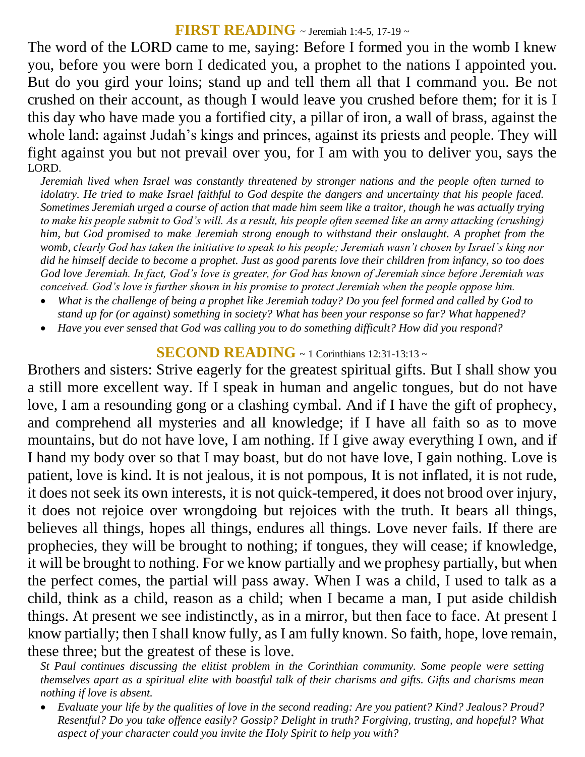## **FIRST READING** ~ Jeremiah 1:4-5, 17-19 ~

The word of the LORD came to me, saying: Before I formed you in the womb I knew you, before you were born I dedicated you, a prophet to the nations I appointed you. But do you gird your loins; stand up and tell them all that I command you. Be not crushed on their account, as though I would leave you crushed before them; for it is I this day who have made you a fortified city, a pillar of iron, a wall of brass, against the whole land: against Judah's kings and princes, against its priests and people. They will fight against you but not prevail over you, for I am with you to deliver you, says the LORD.

*Jeremiah lived when Israel was constantly threatened by stronger nations and the people often turned to idolatry. He tried to make Israel faithful to God despite the dangers and uncertainty that his people faced. Sometimes Jeremiah urged a course of action that made him seem like a traitor, though he was actually trying to make his people submit to God's will. As a result, his people often seemed like an army attacking (crushing) him, but God promised to make Jeremiah strong enough to withstand their onslaught. A prophet from the womb, clearly God has taken the initiative to speak to his people; Jeremiah wasn't chosen by Israel's king nor did he himself decide to become a prophet. Just as good parents love their children from infancy, so too does God love Jeremiah. In fact, God's love is greater, for God has known of Jeremiah since before Jeremiah was conceived. God's love is further shown in his promise to protect Jeremiah when the people oppose him.*

- *What is the challenge of being a prophet like Jeremiah today? Do you feel formed and called by God to stand up for (or against) something in society? What has been your response so far? What happened?*
- *Have you ever sensed that God was calling you to do something difficult? How did you respond?*

## **SECOND READING** ~ 1 Corinthians 12:31-13:13 ~

Brothers and sisters: Strive eagerly for the greatest spiritual gifts. But I shall show you a still more excellent way. If I speak in human and angelic tongues, but do not have love, I am a resounding gong or a clashing cymbal. And if I have the gift of prophecy, and comprehend all mysteries and all knowledge; if I have all faith so as to move mountains, but do not have love, I am nothing. If I give away everything I own, and if I hand my body over so that I may boast, but do not have love, I gain nothing. Love is patient, love is kind. It is not jealous, it is not pompous, It is not inflated, it is not rude, it does not seek its own interests, it is not quick-tempered, it does not brood over injury, it does not rejoice over wrongdoing but rejoices with the truth. It bears all things, believes all things, hopes all things, endures all things. Love never fails. If there are prophecies, they will be brought to nothing; if tongues, they will cease; if knowledge, it will be brought to nothing. For we know partially and we prophesy partially, but when the perfect comes, the partial will pass away. When I was a child, I used to talk as a child, think as a child, reason as a child; when I became a man, I put aside childish things. At present we see indistinctly, as in a mirror, but then face to face. At present I know partially; then I shall know fully, as I am fully known. So faith, hope, love remain, these three; but the greatest of these is love.

*St Paul continues discussing the elitist problem in the Corinthian community. Some people were setting themselves apart as a spiritual elite with boastful talk of their charisms and gifts. Gifts and charisms mean nothing if love is absent.*

- *Evaluate your life by the qualities of love in the second reading: Are you patient? Kind? Jealous? Proud? Resentful? Do you take offence easily? Gossip? Delight in truth? Forgiving, trusting, and hopeful? What aspect of your character could you invite the Holy Spirit to help you with?*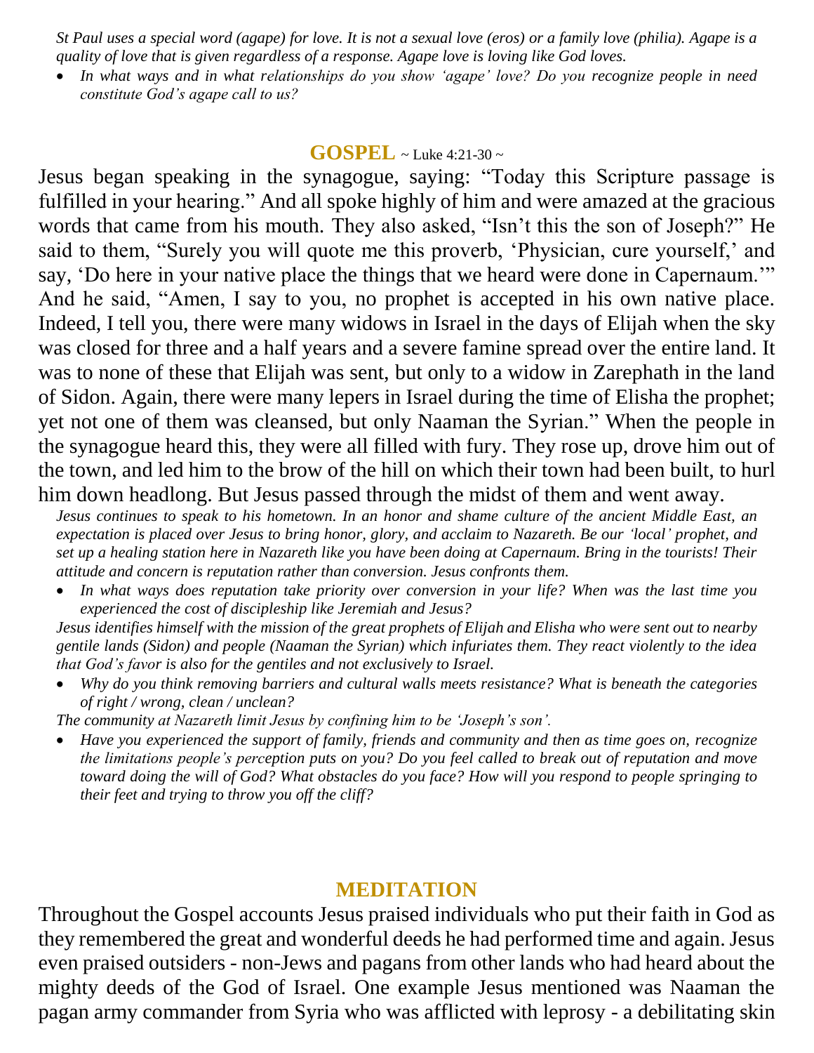*St Paul uses a special word (agape) for love. It is not a sexual love (eros) or a family love (philia). Agape is a quality of love that is given regardless of a response. Agape love is loving like God loves.*

- *In what ways and in what relationships do you show 'agape' love? Do you recognize people in need constitute God's agape call to us?*

## GOSPEL ~ Luke 4:21-30 ~

Jesus began speaking in the synagogue, saying: "Today this Scripture passage is fulfilled in your hearing." And all spoke highly of him and were amazed at the gracious words that came from his mouth. They also asked, "Isn't this the son of Joseph?" He said to them, "Surely you will quote me this proverb, 'Physician, cure yourself,' and say, 'Do here in your native place the things that we heard were done in Capernaum.'" And he said, "Amen, I say to you, no prophet is accepted in his own native place. Indeed, I tell you, there were many widows in Israel in the days of Elijah when the sky was closed for three and a half years and a severe famine spread over the entire land. It was to none of these that Elijah was sent, but only to a widow in Zarephath in the land of Sidon. Again, there were many lepers in Israel during the time of Elisha the prophet; yet not one of them was cleansed, but only Naaman the Syrian." When the people in the synagogue heard this, they were all filled with fury. They rose up, drove him out of the town, and led him to the brow of the hill on which their town had been built, to hurl him down headlong. But Jesus passed through the midst of them and went away.

*Jesus continues to speak to his hometown. In an honor and shame culture of the ancient Middle East, an expectation is placed over Jesus to bring honor, glory, and acclaim to Nazareth. Be our 'local' prophet, and set up a healing station here in Nazareth like you have been doing at Capernaum. Bring in the tourists! Their attitude and concern is reputation rather than conversion. Jesus confronts them.*

- *In what ways does reputation take priority over conversion in your life? When was the last time you experienced the cost of discipleship like Jeremiah and Jesus?*

*Jesus identifies himself with the mission of the great prophets of Elijah and Elisha who were sent out to nearby gentile lands (Sidon) and people (Naaman the Syrian) which infuriates them. They react violently to the idea that God's favor is also for the gentiles and not exclusively to Israel.*

- *Why do you think removing barriers and cultural walls meets resistance? What is beneath the categories of right / wrong, clean / unclean?*

*The community at Nazareth limit Jesus by confining him to be 'Joseph's son'.*

- *Have you experienced the support of family, friends and community and then as time goes on, recognize the limitations people's perception puts on you? Do you feel called to break out of reputation and move toward doing the will of God? What obstacles do you face? How will you respond to people springing to their feet and trying to throw you off the cliff?*

## MEDITATION

Throughout the Gospel accounts Jesus praised individuals who put their faith in God as they remembered the great and wonderful deeds he had performed time and again. Jesus even praised outsiders - non-Jews and pagans from other lands who had heard about the mighty deeds of the God of Israel. One example Jesus mentioned was Naaman the pagan army commander from Syria who was afflicted with leprosy - a debilitating skin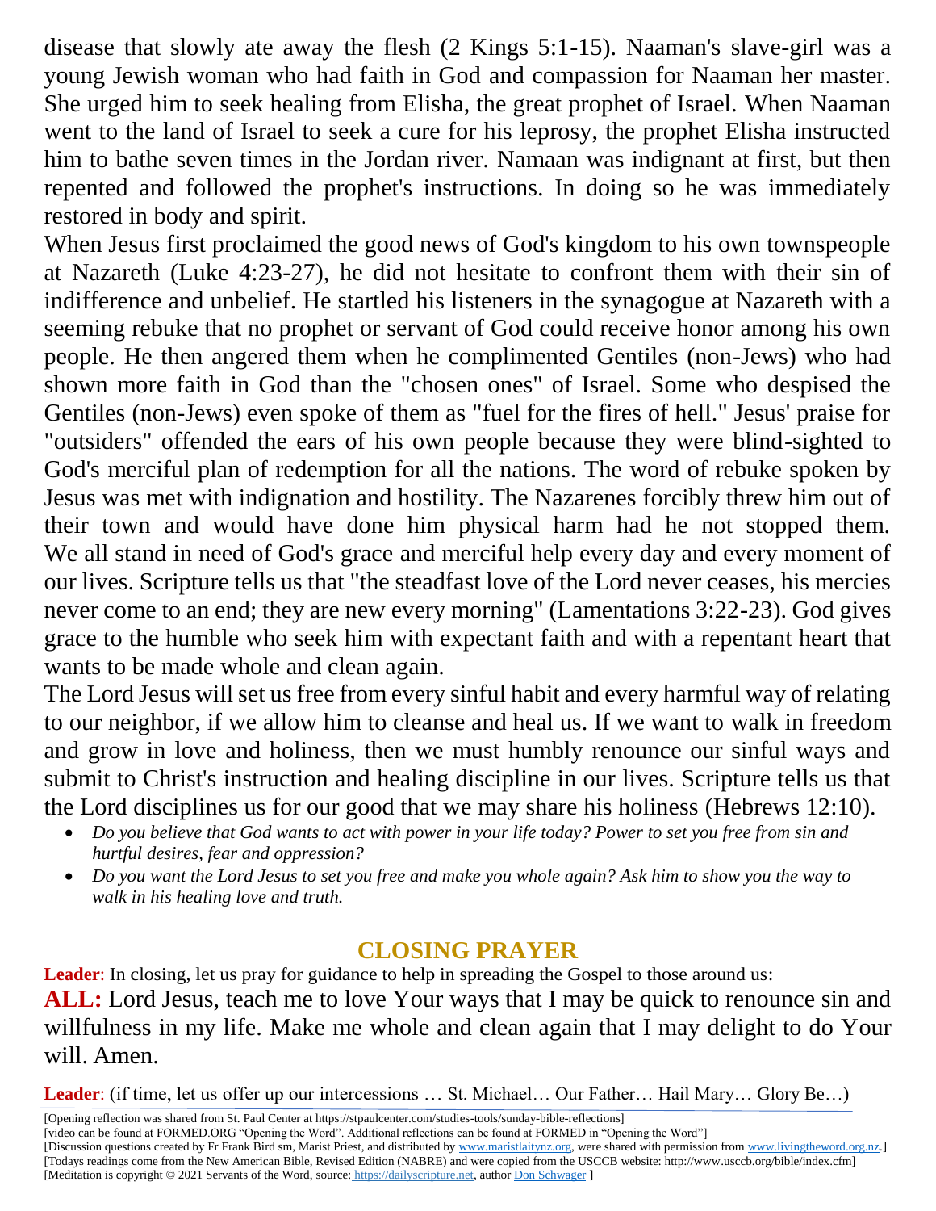disease that slowly ate away the flesh (2 Kings 5:1-15). Naaman's slave-girl was a young Jewish woman who had faith in God and compassion for Naaman her master. She urged him to seek healing from Elisha, the great prophet of Israel. When Naaman went to the land of Israel to seek a cure for his leprosy, the prophet Elisha instructed him to bathe seven times in the Jordan river. Namaan was indignant at first, but then repented and followed the prophet's instructions. In doing so he was immediately restored in body and spirit.

When Jesus first proclaimed the good news of God's kingdom to his own townspeople at Nazareth (Luke 4:23-27), he did not hesitate to confront them with their sin of indifference and unbelief. He startled his listeners in the synagogue at Nazareth with a seeming rebuke that no prophet or servant of God could receive honor among his own people. He then angered them when he complimented Gentiles (non-Jews) who had shown more faith in God than the "chosen ones" of Israel. Some who despised the Gentiles (non-Jews) even spoke of them as "fuel for the fires of hell." Jesus' praise for "outsiders" offended the ears of his own people because they were blind-sighted to God's merciful plan of redemption for all the nations. The word of rebuke spoken by Jesus was met with indignation and hostility. The Nazarenes forcibly threw him out of their town and would have done him physical harm had he not stopped them. We all stand in need of God's grace and merciful help every day and every moment of our lives. Scripture tells us that "the steadfast love of the Lord never ceases, his mercies never come to an end; they are new every morning" (Lamentations 3:22-23). God gives grace to the humble who seek him with expectant faith and with a repentant heart that wants to be made whole and clean again.

The Lord Jesus will set us free from every sinful habit and every harmful way of relating to our neighbor, if we allow him to cleanse and heal us. If we want to walk in freedom and grow in love and holiness, then we must humbly renounce our sinful ways and submit to Christ's instruction and healing discipline in our lives. Scripture tells us that the Lord disciplines us for our good that we may share his holiness (Hebrews 12:10).

- *Do you believe that God wants to act with power in your life today? Power to set you free from sin and hurtful desires, fear and oppression?*
- *Do you want the Lord Jesus to set you free and make you whole again? Ask him to show you the way to walk in his healing love and truth.*

## CLOSING PRAYER

**Leader**: In closing, let us pray for guidance to help in spreading the Gospel to those around us:

**ALL:** Lord Jesus, teach me to love Your ways that I may be quick to renounce sin and willfulness in my life. Make me whole and clean again that I may delight to do Your will. Amen.

**Leader**: (if time, let us offer up our intercessions … St. Michael… Our Father… Hail Mary… Glory Be…)

[Opening reflection was shared from St. Paul Center at https://stpaulcenter.com/studies-tools/sunday-bible-reflections]
[video can be found at FORMED.ORG "Opening the Word". Additional reflections can be found at FORMED in "Opening the Word"]
[Discussion questions created by Fr Frank Bird sm, Marist Priest, and distributed by www.maristlaitynz.org, were shared with permission from www.livingtheword.org.nz.]
[Todays readings come from the New American Bible, Revised Edition (NABRE) and were copied from the USCCB website: http://www.usccb.org/bible/index.cfm]
[Meditation is copyright © 2021 Servants of the Word, source: https://dailyscripture.net, author Don Schwager ]